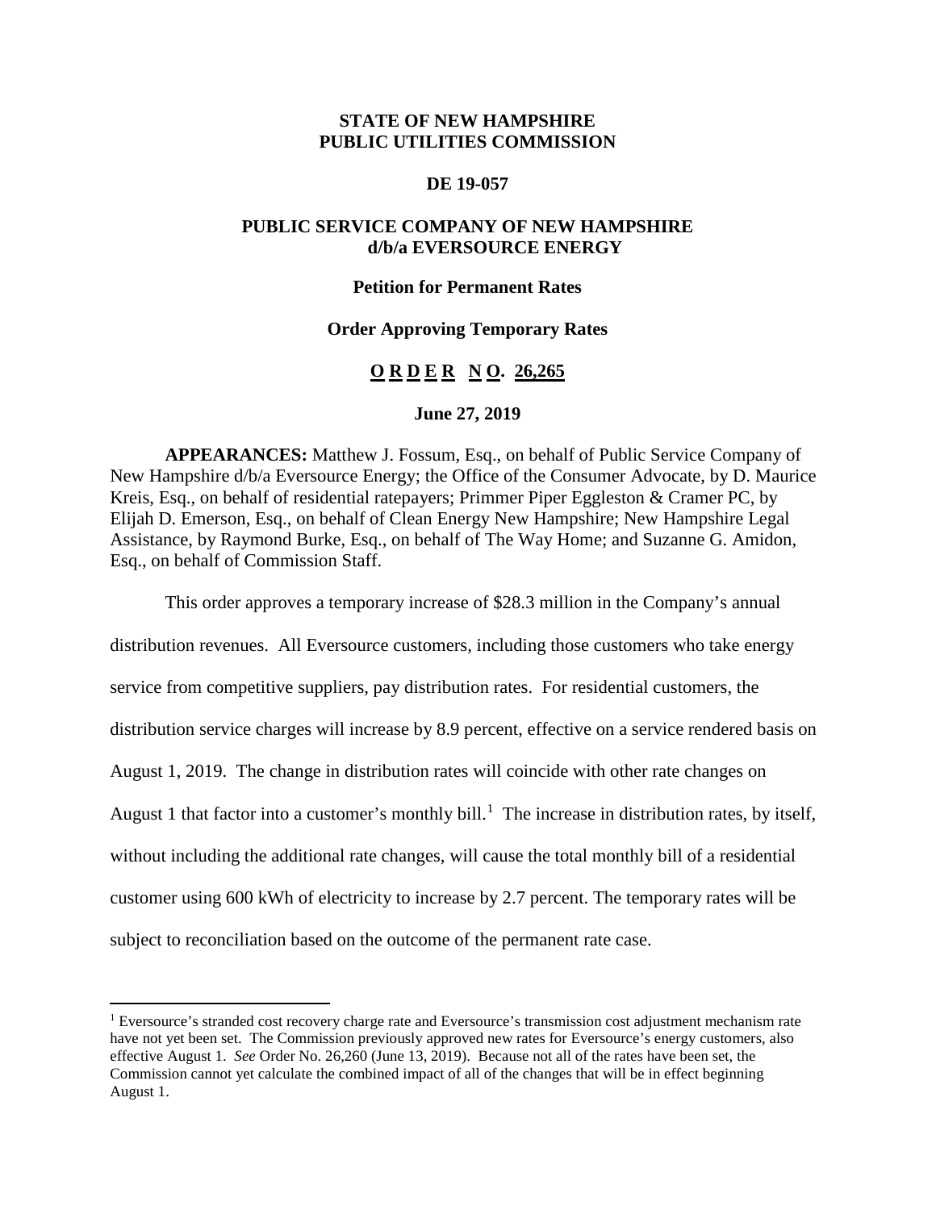**STATE OF NEW HAMPSHIRE**
**PUBLIC UTILITIES COMMISSION**

**DE 19-057**

**PUBLIC SERVICE COMPANY OF NEW HAMPSHIRE d/b/a EVERSOURCE ENERGY**

**Petition for Permanent Rates**

**Order Approving Temporary Rates**

**O R D E R   N O. 26,265**

**June 27, 2019**

**APPEARANCES:** Matthew J. Fossum, Esq., on behalf of Public Service Company of New Hampshire d/b/a Eversource Energy; the Office of the Consumer Advocate, by D. Maurice Kreis, Esq., on behalf of residential ratepayers; Primmer Piper Eggleston & Cramer PC, by Elijah D. Emerson, Esq., on behalf of Clean Energy New Hampshire; New Hampshire Legal Assistance, by Raymond Burke, Esq., on behalf of The Way Home; and Suzanne G. Amidon, Esq., on behalf of Commission Staff.

This order approves a temporary increase of $28.3 million in the Company's annual distribution revenues. All Eversource customers, including those customers who take energy service from competitive suppliers, pay distribution rates. For residential customers, the distribution service charges will increase by 8.9 percent, effective on a service rendered basis on August 1, 2019. The change in distribution rates will coincide with other rate changes on August 1 that factor into a customer's monthly bill.[1] The increase in distribution rates, by itself, without including the additional rate changes, will cause the total monthly bill of a residential customer using 600 kWh of electricity to increase by 2.7 percent. The temporary rates will be subject to reconciliation based on the outcome of the permanent rate case.

---

[1] Eversource's stranded cost recovery charge rate and Eversource's transmission cost adjustment mechanism rate have not yet been set. The Commission previously approved new rates for Eversource's energy customers, also effective August 1. *See* Order No. 26,260 (June 13, 2019). Because not all of the rates have been set, the Commission cannot yet calculate the combined impact of all of the changes that will be in effect beginning August 1.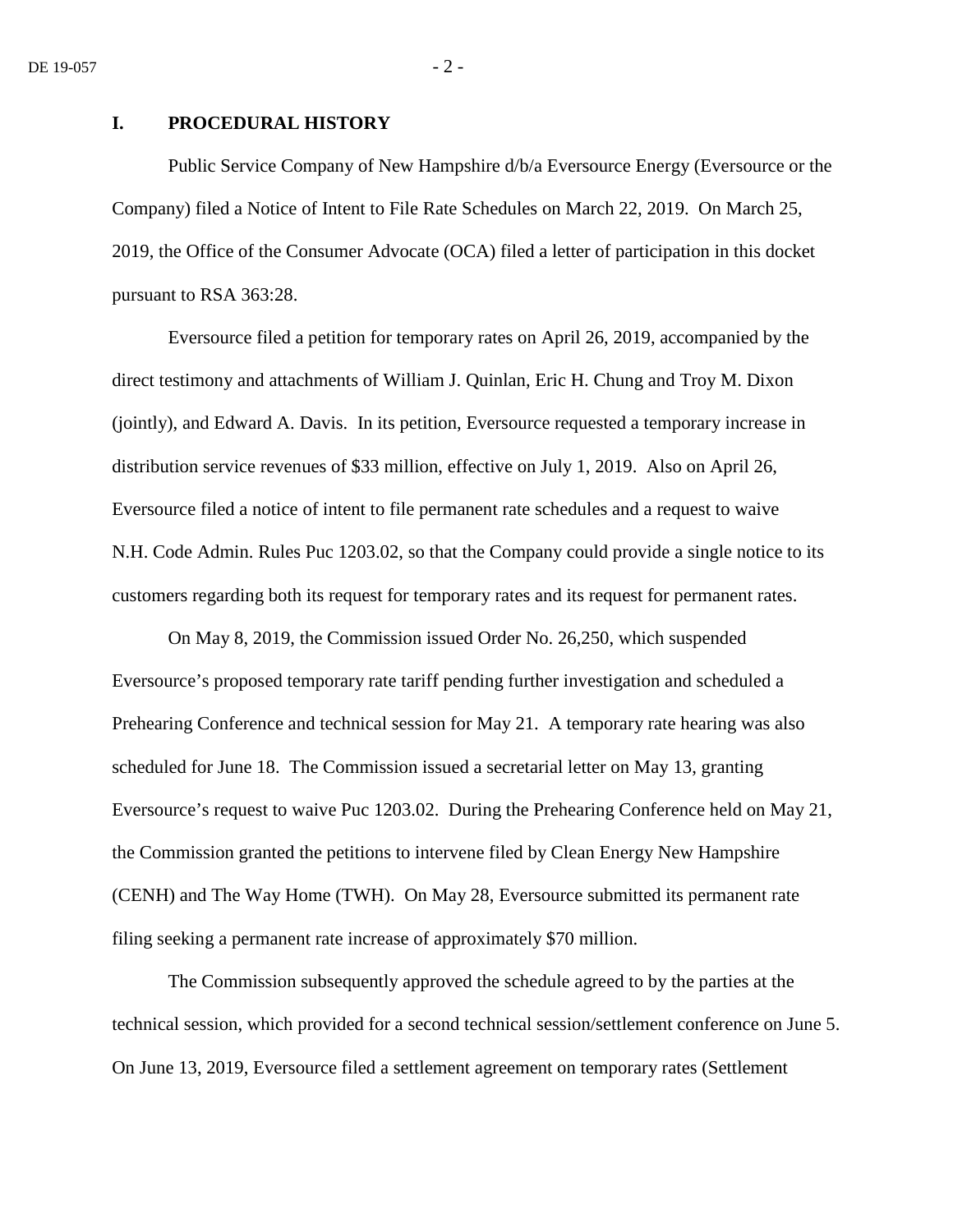## I. PROCEDURAL HISTORY

Public Service Company of New Hampshire d/b/a Eversource Energy (Eversource or the Company) filed a Notice of Intent to File Rate Schedules on March 22, 2019. On March 25, 2019, the Office of the Consumer Advocate (OCA) filed a letter of participation in this docket pursuant to RSA 363:28.

Eversource filed a petition for temporary rates on April 26, 2019, accompanied by the direct testimony and attachments of William J. Quinlan, Eric H. Chung and Troy M. Dixon (jointly), and Edward A. Davis. In its petition, Eversource requested a temporary increase in distribution service revenues of $33 million, effective on July 1, 2019. Also on April 26, Eversource filed a notice of intent to file permanent rate schedules and a request to waive N.H. Code Admin. Rules Puc 1203.02, so that the Company could provide a single notice to its customers regarding both its request for temporary rates and its request for permanent rates.

On May 8, 2019, the Commission issued Order No. 26,250, which suspended Eversource's proposed temporary rate tariff pending further investigation and scheduled a Prehearing Conference and technical session for May 21. A temporary rate hearing was also scheduled for June 18. The Commission issued a secretarial letter on May 13, granting Eversource's request to waive Puc 1203.02. During the Prehearing Conference held on May 21, the Commission granted the petitions to intervene filed by Clean Energy New Hampshire (CENH) and The Way Home (TWH). On May 28, Eversource submitted its permanent rate filing seeking a permanent rate increase of approximately $70 million.

The Commission subsequently approved the schedule agreed to by the parties at the technical session, which provided for a second technical session/settlement conference on June 5. On June 13, 2019, Eversource filed a settlement agreement on temporary rates (Settlement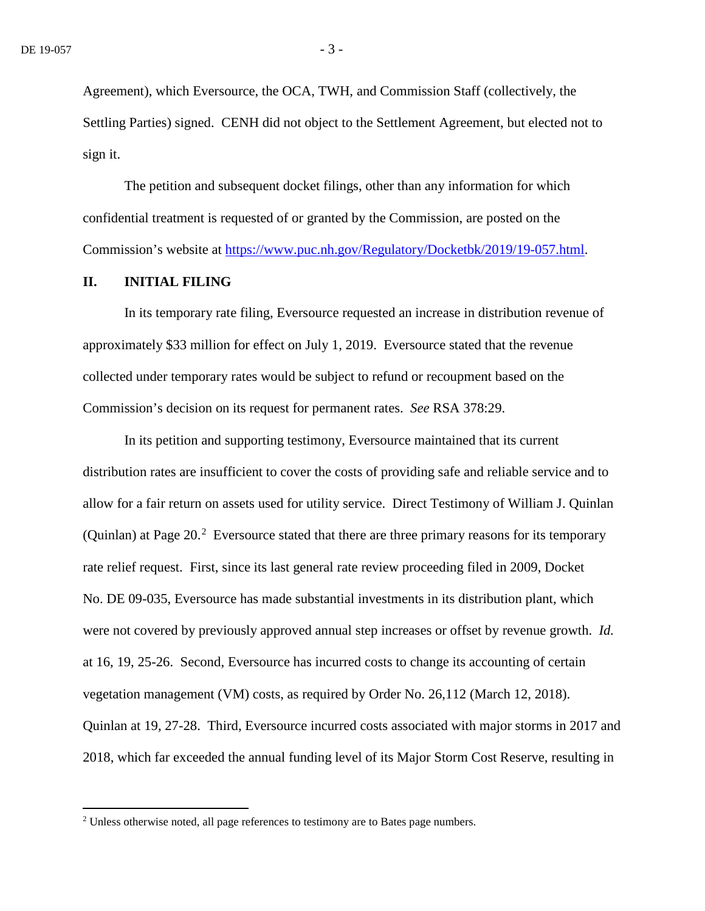Agreement), which Eversource, the OCA, TWH, and Commission Staff (collectively, the Settling Parties) signed. CENH did not object to the Settlement Agreement, but elected not to sign it.

The petition and subsequent docket filings, other than any information for which confidential treatment is requested of or granted by the Commission, are posted on the Commission's website at [https://www.puc.nh.gov/Regulatory/Docketbk/2019/19-057.html](https://www.puc.nh.gov/Regulatory/Docketbk/2019/19-057.html).

## II. INITIAL FILING

In its temporary rate filing, Eversource requested an increase in distribution revenue of approximately $33 million for effect on July 1, 2019. Eversource stated that the revenue collected under temporary rates would be subject to refund or recoupment based on the Commission's decision on its request for permanent rates. *See* RSA 378:29.

In its petition and supporting testimony, Eversource maintained that its current distribution rates are insufficient to cover the costs of providing safe and reliable service and to allow for a fair return on assets used for utility service. Direct Testimony of William J. Quinlan (Quinlan) at Page 20.[2] Eversource stated that there are three primary reasons for its temporary rate relief request. First, since its last general rate review proceeding filed in 2009, Docket No. DE 09-035, Eversource has made substantial investments in its distribution plant, which were not covered by previously approved annual step increases or offset by revenue growth. *Id.* at 16, 19, 25-26. Second, Eversource has incurred costs to change its accounting of certain vegetation management (VM) costs, as required by Order No. 26,112 (March 12, 2018). Quinlan at 19, 27-28. Third, Eversource incurred costs associated with major storms in 2017 and 2018, which far exceeded the annual funding level of its Major Storm Cost Reserve, resulting in

[2] Unless otherwise noted, all page references to testimony are to Bates page numbers.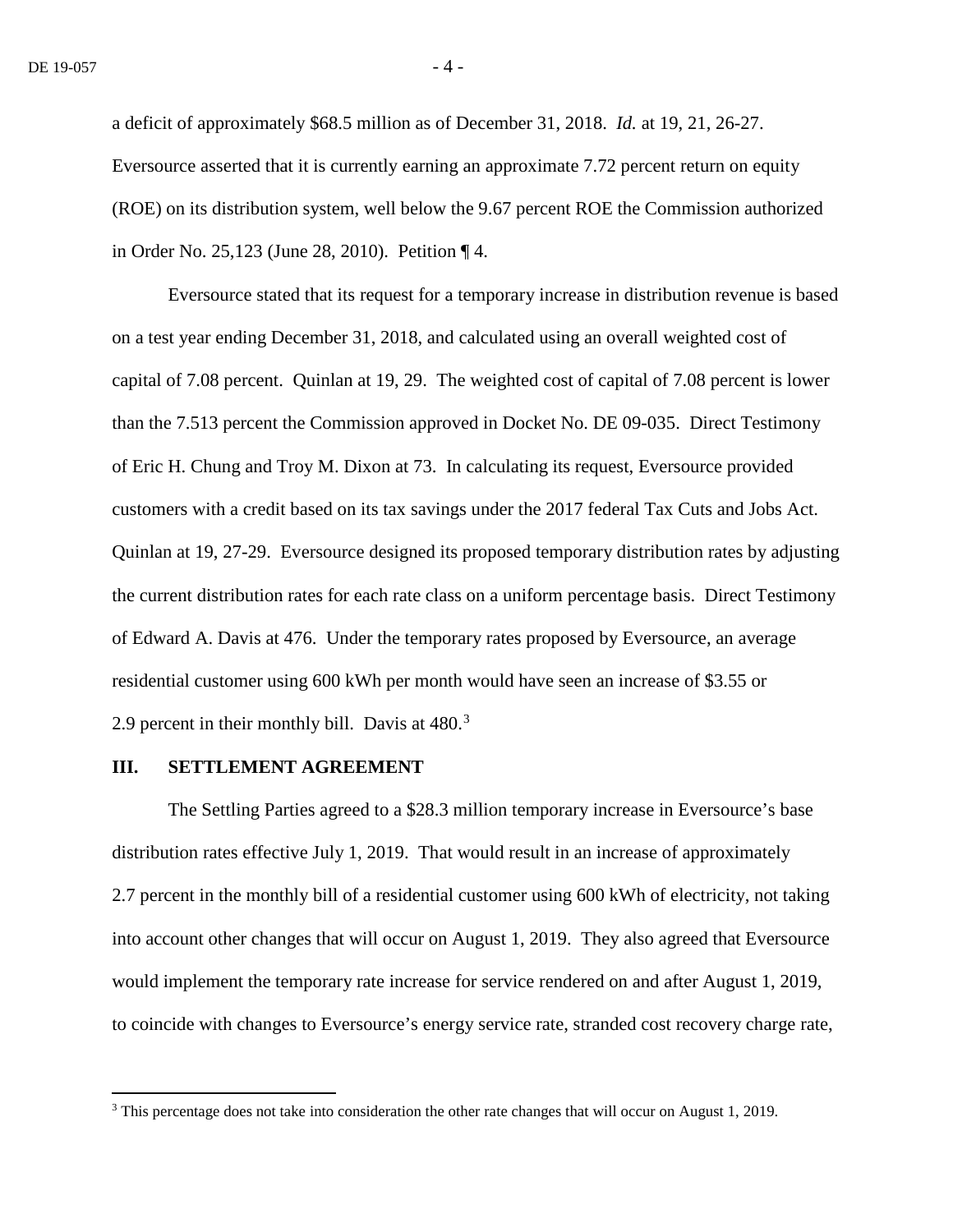a deficit of approximately $68.5 million as of December 31, 2018. *Id.* at 19, 21, 26-27. Eversource asserted that it is currently earning an approximate 7.72 percent return on equity (ROE) on its distribution system, well below the 9.67 percent ROE the Commission authorized in Order No. 25,123 (June 28, 2010). Petition ¶ 4.

Eversource stated that its request for a temporary increase in distribution revenue is based on a test year ending December 31, 2018, and calculated using an overall weighted cost of capital of 7.08 percent. Quinlan at 19, 29. The weighted cost of capital of 7.08 percent is lower than the 7.513 percent the Commission approved in Docket No. DE 09-035. Direct Testimony of Eric H. Chung and Troy M. Dixon at 73. In calculating its request, Eversource provided customers with a credit based on its tax savings under the 2017 federal Tax Cuts and Jobs Act. Quinlan at 19, 27-29. Eversource designed its proposed temporary distribution rates by adjusting the current distribution rates for each rate class on a uniform percentage basis. Direct Testimony of Edward A. Davis at 476. Under the temporary rates proposed by Eversource, an average residential customer using 600 kWh per month would have seen an increase of $3.55 or 2.9 percent in their monthly bill. Davis at 480.[3]

## III. SETTLEMENT AGREEMENT

The Settling Parties agreed to a $28.3 million temporary increase in Eversource's base distribution rates effective July 1, 2019. That would result in an increase of approximately 2.7 percent in the monthly bill of a residential customer using 600 kWh of electricity, not taking into account other changes that will occur on August 1, 2019. They also agreed that Eversource would implement the temporary rate increase for service rendered on and after August 1, 2019, to coincide with changes to Eversource's energy service rate, stranded cost recovery charge rate,

[3] This percentage does not take into consideration the other rate changes that will occur on August 1, 2019.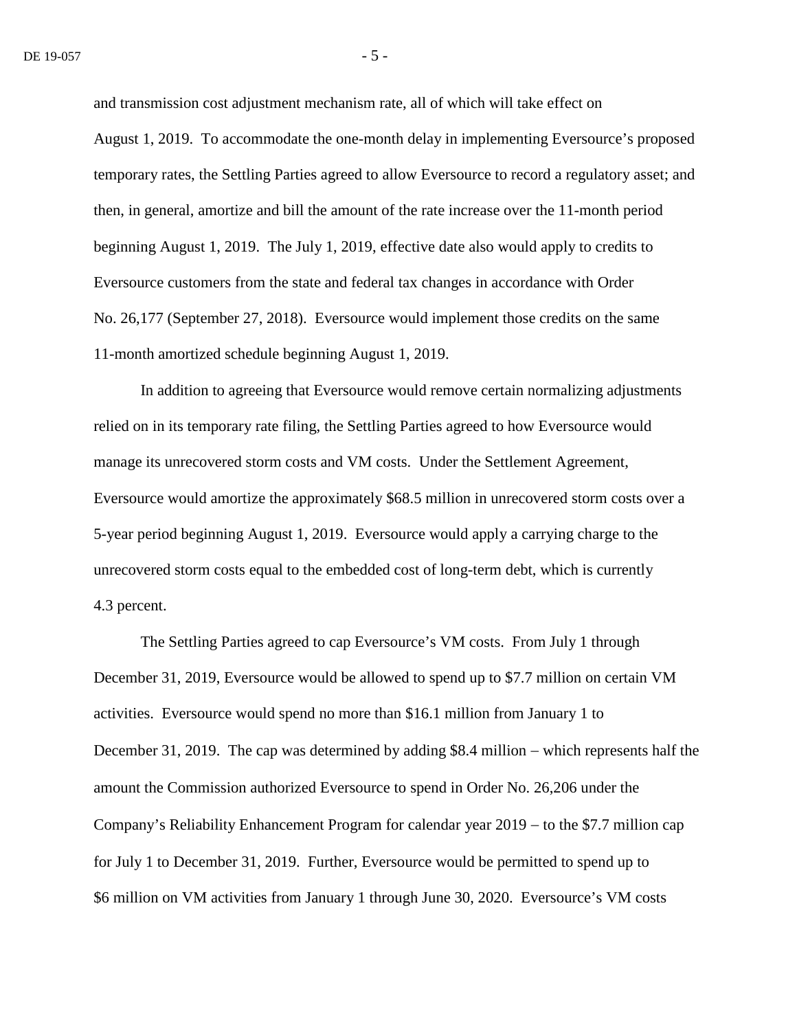and transmission cost adjustment mechanism rate, all of which will take effect on August 1, 2019. To accommodate the one-month delay in implementing Eversource's proposed temporary rates, the Settling Parties agreed to allow Eversource to record a regulatory asset; and then, in general, amortize and bill the amount of the rate increase over the 11-month period beginning August 1, 2019. The July 1, 2019, effective date also would apply to credits to Eversource customers from the state and federal tax changes in accordance with Order No. 26,177 (September 27, 2018). Eversource would implement those credits on the same 11-month amortized schedule beginning August 1, 2019.

In addition to agreeing that Eversource would remove certain normalizing adjustments relied on in its temporary rate filing, the Settling Parties agreed to how Eversource would manage its unrecovered storm costs and VM costs. Under the Settlement Agreement, Eversource would amortize the approximately $68.5 million in unrecovered storm costs over a 5-year period beginning August 1, 2019. Eversource would apply a carrying charge to the unrecovered storm costs equal to the embedded cost of long-term debt, which is currently 4.3 percent.

The Settling Parties agreed to cap Eversource's VM costs. From July 1 through December 31, 2019, Eversource would be allowed to spend up to $7.7 million on certain VM activities. Eversource would spend no more than $16.1 million from January 1 to December 31, 2019. The cap was determined by adding $8.4 million – which represents half the amount the Commission authorized Eversource to spend in Order No. 26,206 under the Company's Reliability Enhancement Program for calendar year 2019 – to the $7.7 million cap for July 1 to December 31, 2019. Further, Eversource would be permitted to spend up to $6 million on VM activities from January 1 through June 30, 2020. Eversource's VM costs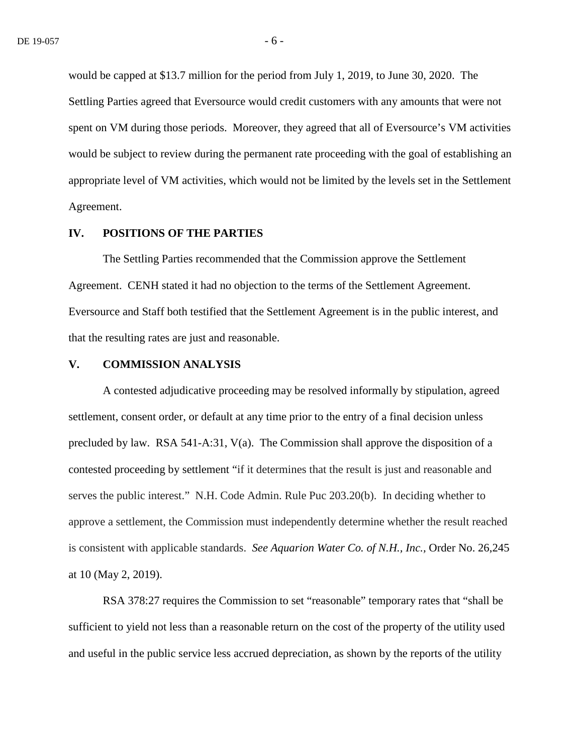would be capped at $13.7 million for the period from July 1, 2019, to June 30, 2020. The Settling Parties agreed that Eversource would credit customers with any amounts that were not spent on VM during those periods. Moreover, they agreed that all of Eversource's VM activities would be subject to review during the permanent rate proceeding with the goal of establishing an appropriate level of VM activities, which would not be limited by the levels set in the Settlement Agreement.

## IV. POSITIONS OF THE PARTIES

The Settling Parties recommended that the Commission approve the Settlement Agreement. CENH stated it had no objection to the terms of the Settlement Agreement. Eversource and Staff both testified that the Settlement Agreement is in the public interest, and that the resulting rates are just and reasonable.

## V. COMMISSION ANALYSIS

A contested adjudicative proceeding may be resolved informally by stipulation, agreed settlement, consent order, or default at any time prior to the entry of a final decision unless precluded by law. RSA 541-A:31, V(a). The Commission shall approve the disposition of a contested proceeding by settlement "if it determines that the result is just and reasonable and serves the public interest." N.H. Code Admin. Rule Puc 203.20(b). In deciding whether to approve a settlement, the Commission must independently determine whether the result reached is consistent with applicable standards. *See Aquarion Water Co. of N.H., Inc.,* Order No. 26,245 at 10 (May 2, 2019).

RSA 378:27 requires the Commission to set "reasonable" temporary rates that "shall be sufficient to yield not less than a reasonable return on the cost of the property of the utility used and useful in the public service less accrued depreciation, as shown by the reports of the utility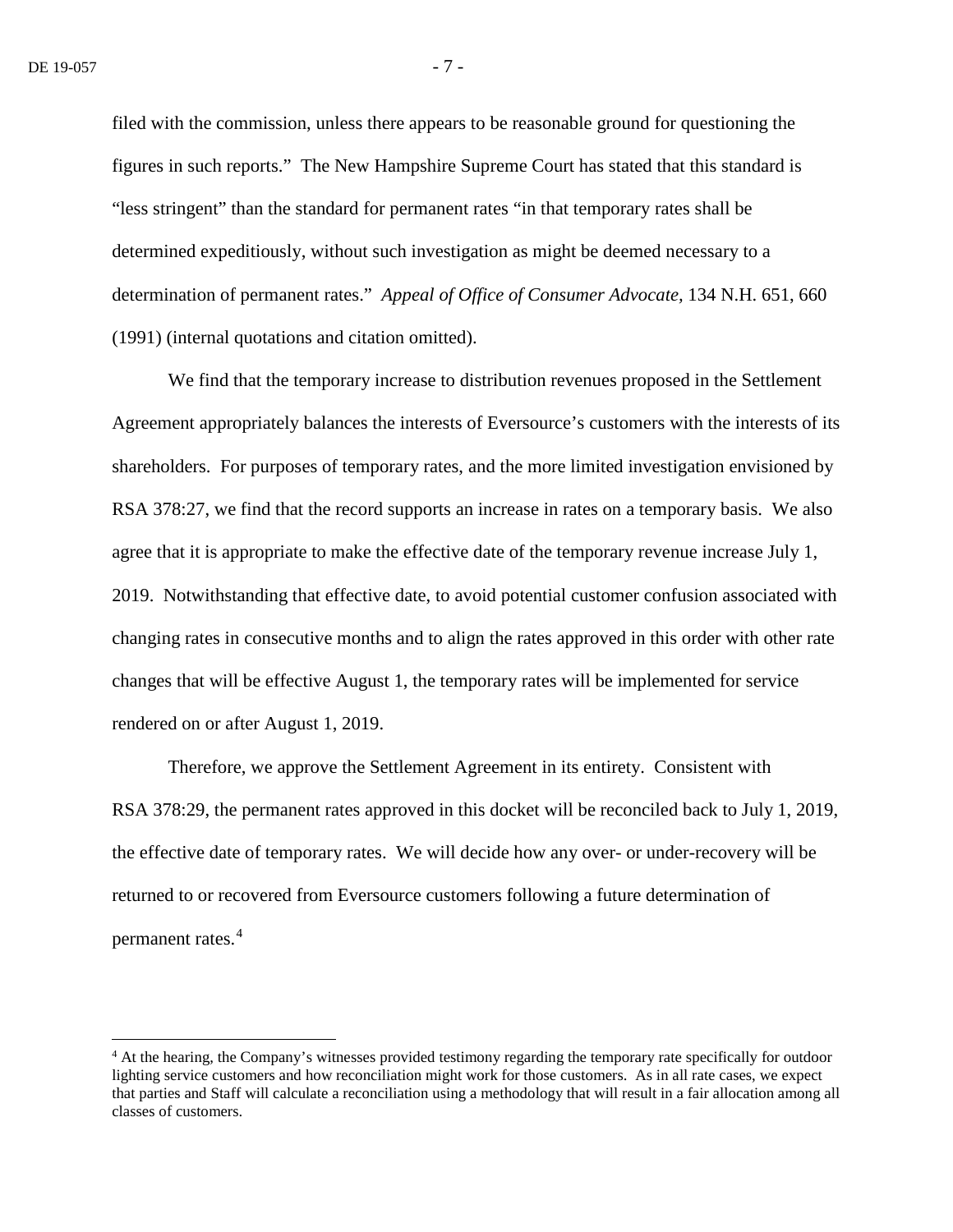filed with the commission, unless there appears to be reasonable ground for questioning the figures in such reports." The New Hampshire Supreme Court has stated that this standard is "less stringent" than the standard for permanent rates "in that temporary rates shall be determined expeditiously, without such investigation as might be deemed necessary to a determination of permanent rates." *Appeal of Office of Consumer Advocate*, 134 N.H. 651, 660 (1991) (internal quotations and citation omitted).

We find that the temporary increase to distribution revenues proposed in the Settlement Agreement appropriately balances the interests of Eversource's customers with the interests of its shareholders. For purposes of temporary rates, and the more limited investigation envisioned by RSA 378:27, we find that the record supports an increase in rates on a temporary basis. We also agree that it is appropriate to make the effective date of the temporary revenue increase July 1, 2019. Notwithstanding that effective date, to avoid potential customer confusion associated with changing rates in consecutive months and to align the rates approved in this order with other rate changes that will be effective August 1, the temporary rates will be implemented for service rendered on or after August 1, 2019.

Therefore, we approve the Settlement Agreement in its entirety. Consistent with RSA 378:29, the permanent rates approved in this docket will be reconciled back to July 1, 2019, the effective date of temporary rates. We will decide how any over- or under-recovery will be returned to or recovered from Eversource customers following a future determination of permanent rates.[4]

---

[4] At the hearing, the Company's witnesses provided testimony regarding the temporary rate specifically for outdoor lighting service customers and how reconciliation might work for those customers. As in all rate cases, we expect that parties and Staff will calculate a reconciliation using a methodology that will result in a fair allocation among all classes of customers.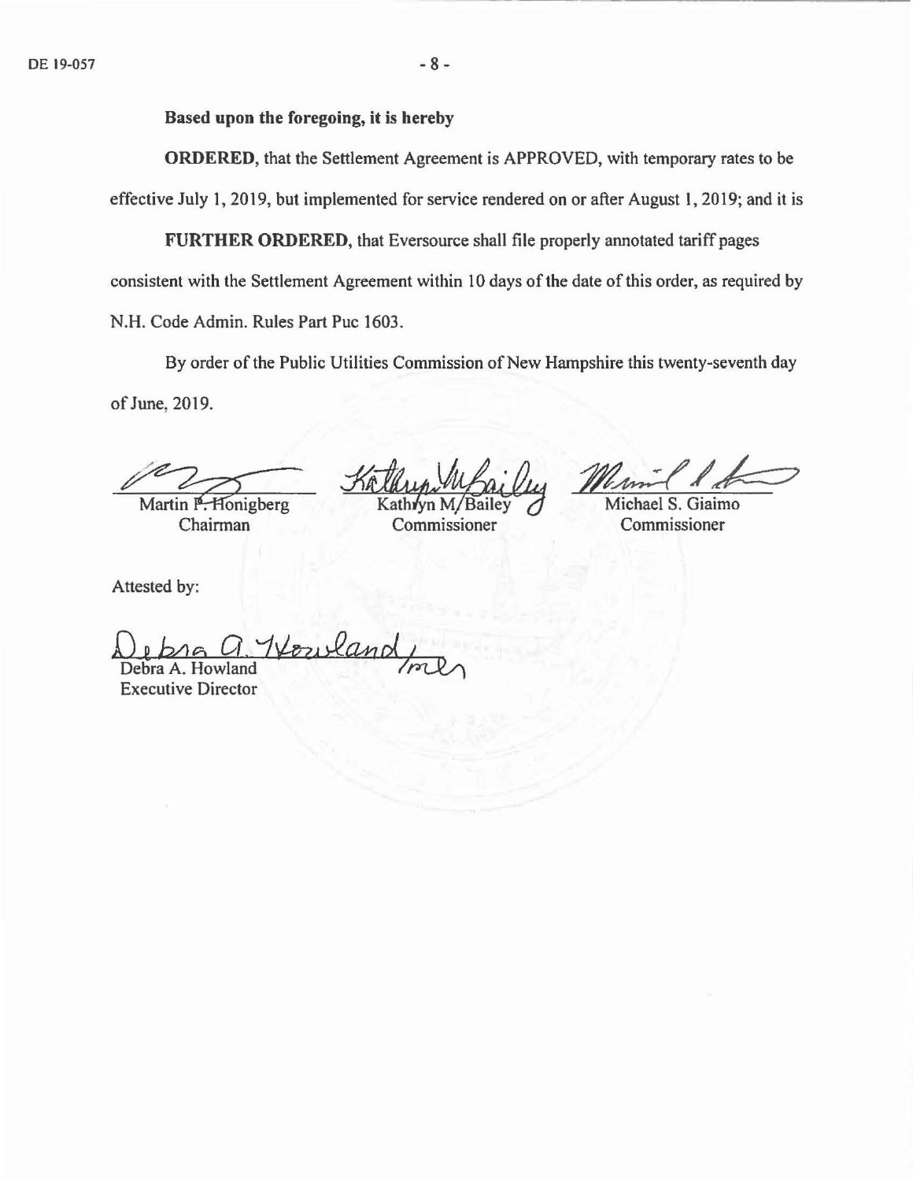**Based upon the foregoing, it is hereby**

**ORDERED**, that the Settlement Agreement is APPROVED, with temporary rates to be effective July 1, 2019, but implemented for service rendered on or after August 1, 2019; and it is

**FURTHER ORDERED**, that Eversource shall file properly annotated tariff pages consistent with the Settlement Agreement within 10 days of the date of this order, as required by N.H. Code Admin. Rules Part Puc 1603.

By order of the Public Utilities Commission of New Hampshire this twenty-seventh day of June, 2019.

| | | |
|---|---|---|
| Martin P. Honigberg | Kathryn M. Bailey | Michael S. Giaimo |
| Chairman | Commissioner | Commissioner |

Attested by:

Debra A. Howland
Executive Director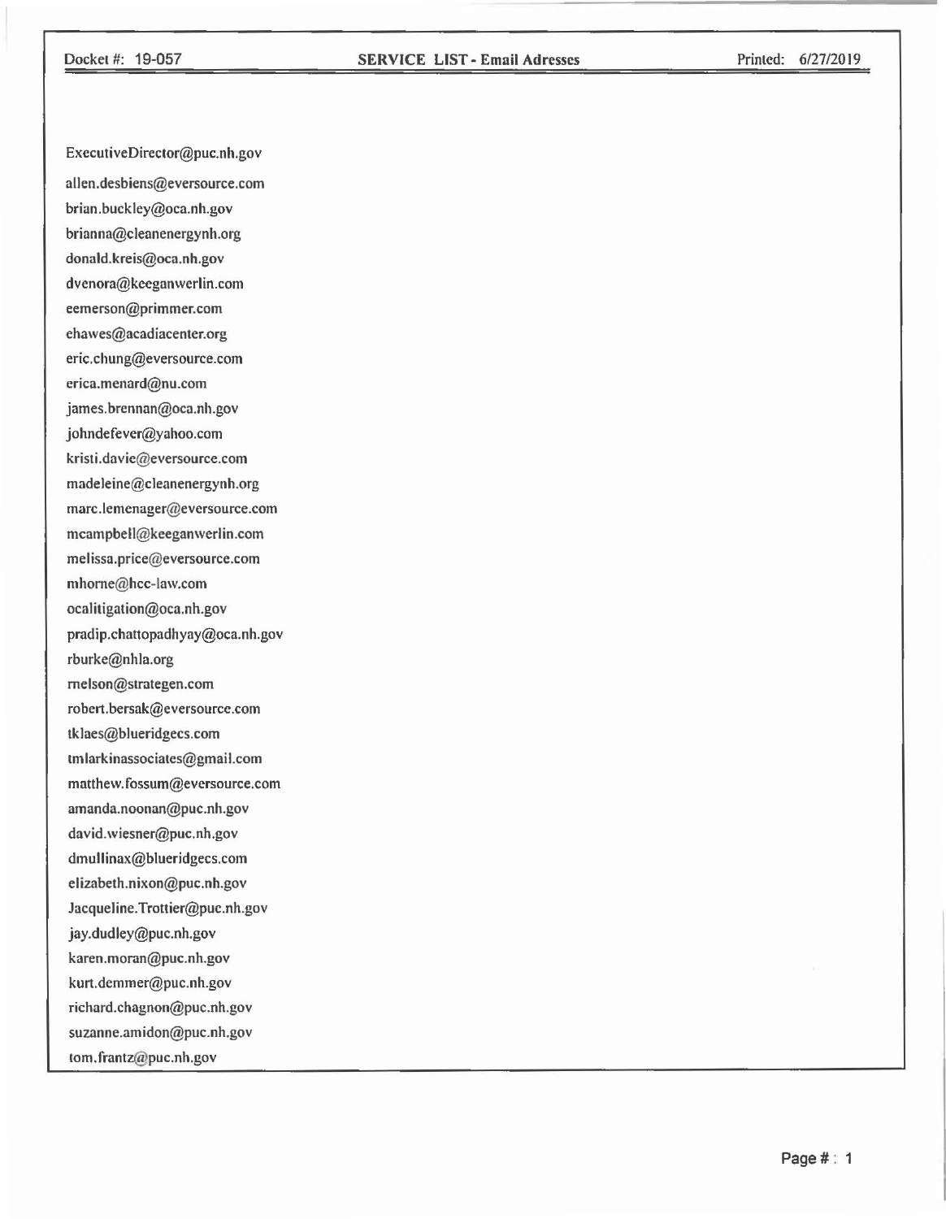Docket #: 19-057 **SERVICE LIST - Email Adresses** Printed: 6/27/2019

ExecutiveDirector@puc.nh.gov
allen.desbiens@eversource.com
brian.buckley@oca.nh.gov
brianna@cleanenergynh.org
donald.kreis@oca.nh.gov
dvenora@keeganwerlin.com
eemerson@primmer.com
ehawes@acadiacenter.org
eric.chung@eversource.com
erica.menard@nu.com
james.brennan@oca.nh.gov
johndefever@yahoo.com
kristi.davie@eversource.com
madeleine@cleanenergynh.org
marc.lemenager@eversource.com
mcampbell@keeganwerlin.com
melissa.price@eversource.com
mhorne@hcc-law.com
ocalitigation@oca.nh.gov
pradip.chattopadhyay@oca.nh.gov
rburke@nhla.org
rnelson@strategen.com
robert.bersak@eversource.com
tklaes@blueridgecs.com
tmlarkinassociates@gmail.com
matthew.fossum@eversource.com
amanda.noonan@puc.nh.gov
david.wiesner@puc.nh.gov
dmullinax@blueridgecs.com
elizabeth.nixon@puc.nh.gov
Jacqueline.Trottier@puc.nh.gov
jay.dudley@puc.nh.gov
karen.moran@puc.nh.gov
kurt.demmer@puc.nh.gov
richard.chagnon@puc.nh.gov
suzanne.amidon@puc.nh.gov
tom.frantz@puc.nh.gov